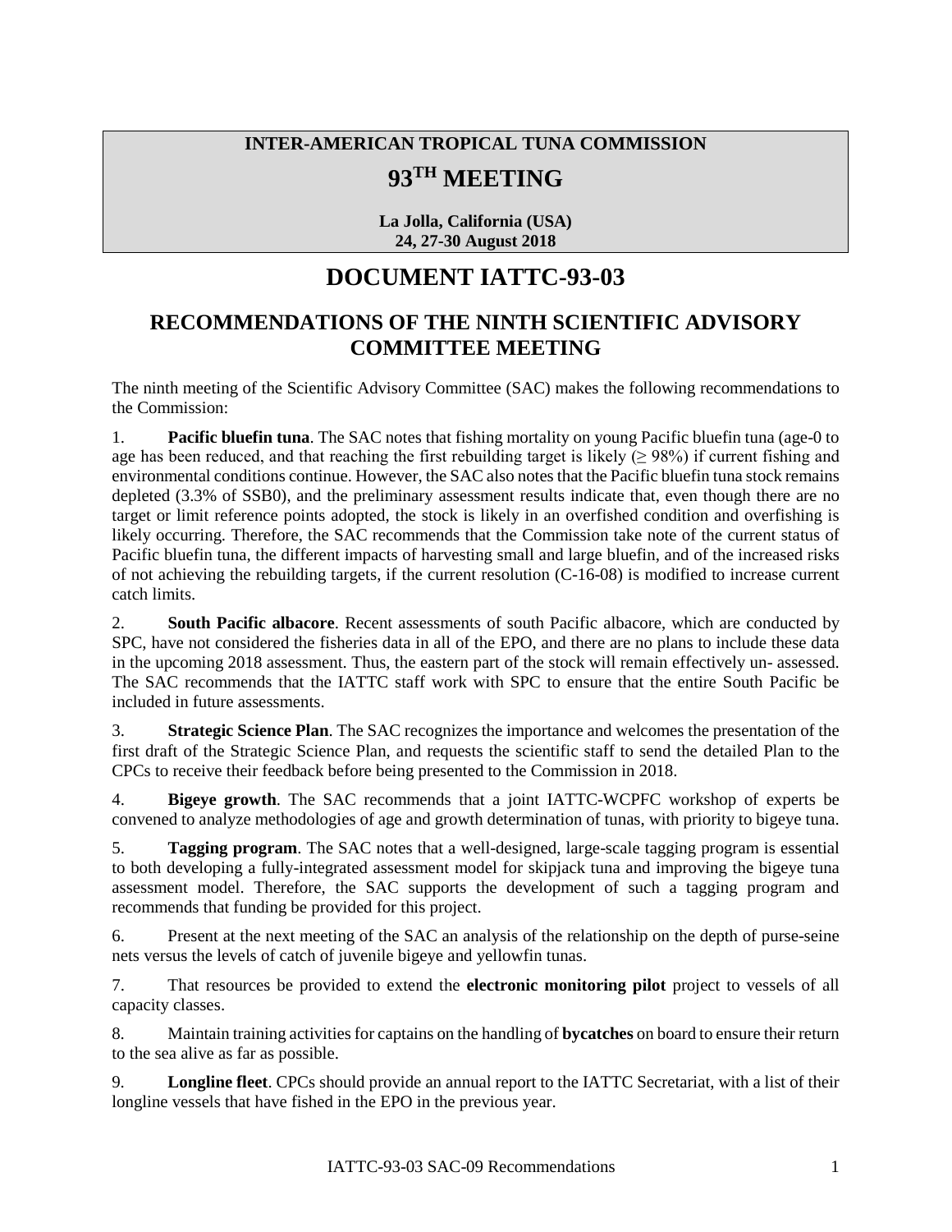**INTER-AMERICAN TROPICAL TUNA COMMISSION**

# 93$^{TH}$ MEETING

**La Jolla, California (USA)**
**24, 27-30 August 2018**

# DOCUMENT IATTC-93-03

## RECOMMENDATIONS OF THE NINTH SCIENTIFIC ADVISORY COMMITTEE MEETING

The ninth meeting of the Scientific Advisory Committee (SAC) makes the following recommendations to the Commission:

1. **Pacific bluefin tuna**. The SAC notes that fishing mortality on young Pacific bluefin tuna (age-0 to age has been reduced, and that reaching the first rebuilding target is likely (≥ 98%) if current fishing and environmental conditions continue. However, the SAC also notes that the Pacific bluefin tuna stock remains depleted (3.3% of SSB0), and the preliminary assessment results indicate that, even though there are no target or limit reference points adopted, the stock is likely in an overfished condition and overfishing is likely occurring. Therefore, the SAC recommends that the Commission take note of the current status of Pacific bluefin tuna, the different impacts of harvesting small and large bluefin, and of the increased risks of not achieving the rebuilding targets, if the current resolution (C-16-08) is modified to increase current catch limits.

2. **South Pacific albacore**. Recent assessments of south Pacific albacore, which are conducted by SPC, have not considered the fisheries data in all of the EPO, and there are no plans to include these data in the upcoming 2018 assessment. Thus, the eastern part of the stock will remain effectively un- assessed. The SAC recommends that the IATTC staff work with SPC to ensure that the entire South Pacific be included in future assessments.

3. **Strategic Science Plan**. The SAC recognizes the importance and welcomes the presentation of the first draft of the Strategic Science Plan, and requests the scientific staff to send the detailed Plan to the CPCs to receive their feedback before being presented to the Commission in 2018.

4. **Bigeye growth**. The SAC recommends that a joint IATTC-WCPFC workshop of experts be convened to analyze methodologies of age and growth determination of tunas, with priority to bigeye tuna.

5. **Tagging program**. The SAC notes that a well-designed, large-scale tagging program is essential to both developing a fully-integrated assessment model for skipjack tuna and improving the bigeye tuna assessment model. Therefore, the SAC supports the development of such a tagging program and recommends that funding be provided for this project.

6. Present at the next meeting of the SAC an analysis of the relationship on the depth of purse-seine nets versus the levels of catch of juvenile bigeye and yellowfin tunas.

7. That resources be provided to extend the **electronic monitoring pilot** project to vessels of all capacity classes.

8. Maintain training activities for captains on the handling of **bycatches** on board to ensure their return to the sea alive as far as possible.

9. **Longline fleet**. CPCs should provide an annual report to the IATTC Secretariat, with a list of their longline vessels that have fished in the EPO in the previous year.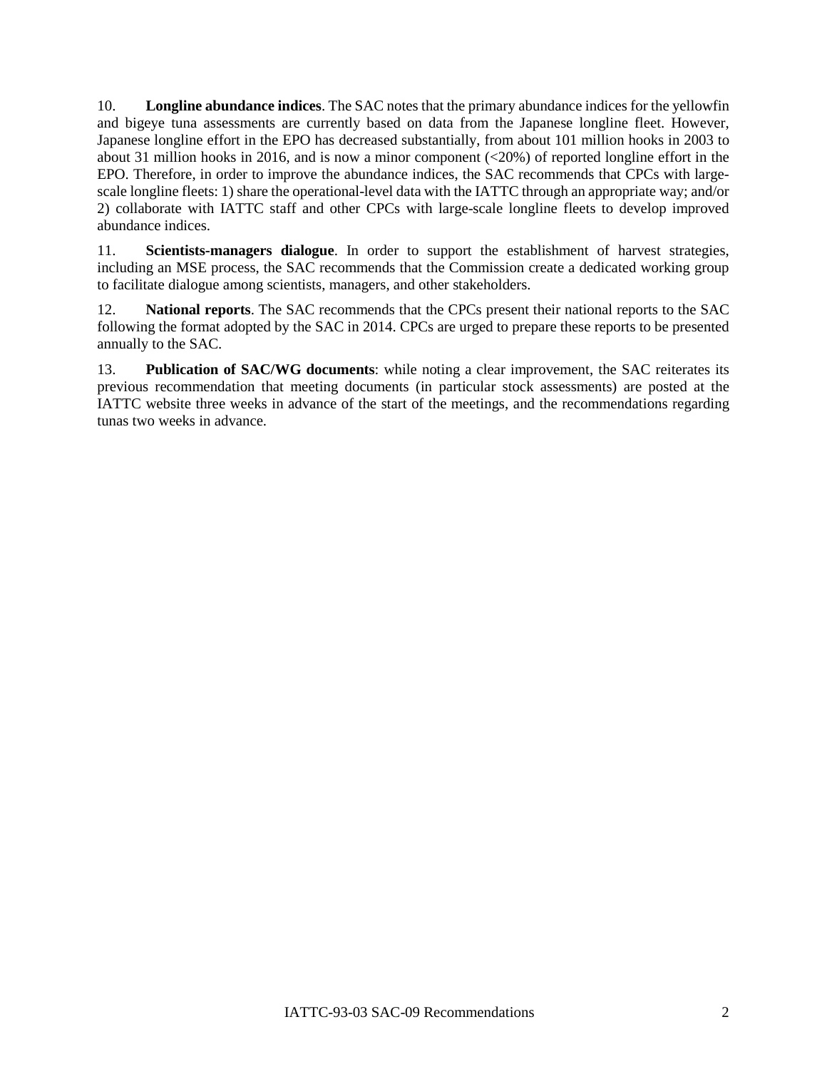10. **Longline abundance indices**. The SAC notes that the primary abundance indices for the yellowfin and bigeye tuna assessments are currently based on data from the Japanese longline fleet. However, Japanese longline effort in the EPO has decreased substantially, from about 101 million hooks in 2003 to about 31 million hooks in 2016, and is now a minor component (<20%) of reported longline effort in the EPO. Therefore, in order to improve the abundance indices, the SAC recommends that CPCs with large-scale longline fleets: 1) share the operational-level data with the IATTC through an appropriate way; and/or 2) collaborate with IATTC staff and other CPCs with large-scale longline fleets to develop improved abundance indices.

11. **Scientists-managers dialogue**. In order to support the establishment of harvest strategies, including an MSE process, the SAC recommends that the Commission create a dedicated working group to facilitate dialogue among scientists, managers, and other stakeholders.

12. **National reports**. The SAC recommends that the CPCs present their national reports to the SAC following the format adopted by the SAC in 2014. CPCs are urged to prepare these reports to be presented annually to the SAC.

13. **Publication of SAC/WG documents**: while noting a clear improvement, the SAC reiterates its previous recommendation that meeting documents (in particular stock assessments) are posted at the IATTC website three weeks in advance of the start of the meetings, and the recommendations regarding tunas two weeks in advance.